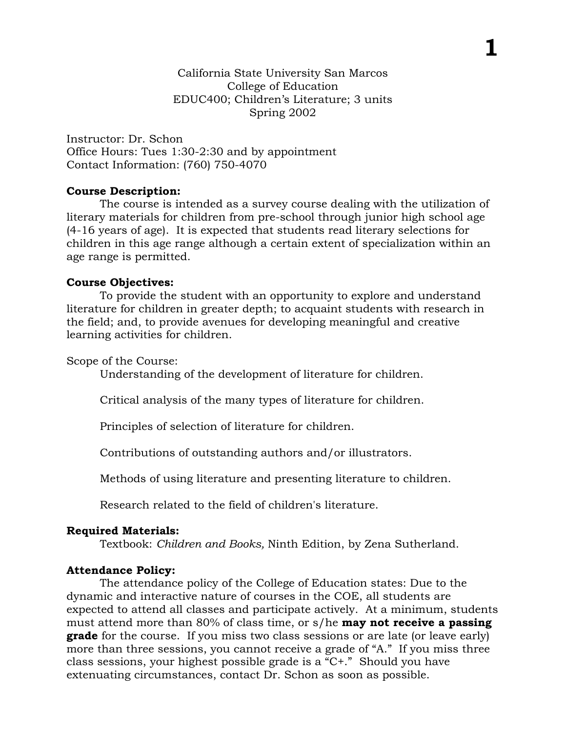California State University San Marcos
College of Education
EDUC400; Children's Literature; 3 units
Spring 2002

Instructor: Dr. Schon
Office Hours: Tues 1:30-2:30 and by appointment
Contact Information: (760) 750-4070

**Course Description:**

The course is intended as a survey course dealing with the utilization of literary materials for children from pre-school through junior high school age (4-16 years of age). It is expected that students read literary selections for children in this age range although a certain extent of specialization within an age range is permitted.

**Course Objectives:**

To provide the student with an opportunity to explore and understand literature for children in greater depth; to acquaint students with research in the field; and, to provide avenues for developing meaningful and creative learning activities for children.

Scope of the Course:

Understanding of the development of literature for children.

Critical analysis of the many types of literature for children.

Principles of selection of literature for children.

Contributions of outstanding authors and/or illustrators.

Methods of using literature and presenting literature to children.

Research related to the field of children's literature.

**Required Materials:**

Textbook: *Children and Books,* Ninth Edition, by Zena Sutherland.

**Attendance Policy:**

The attendance policy of the College of Education states: Due to the dynamic and interactive nature of courses in the COE, all students are expected to attend all classes and participate actively. At a minimum, students must attend more than 80% of class time, or s/he **may not receive a passing grade** for the course. If you miss two class sessions or are late (or leave early) more than three sessions, you cannot receive a grade of "A." If you miss three class sessions, your highest possible grade is a "C+." Should you have extenuating circumstances, contact Dr. Schon as soon as possible.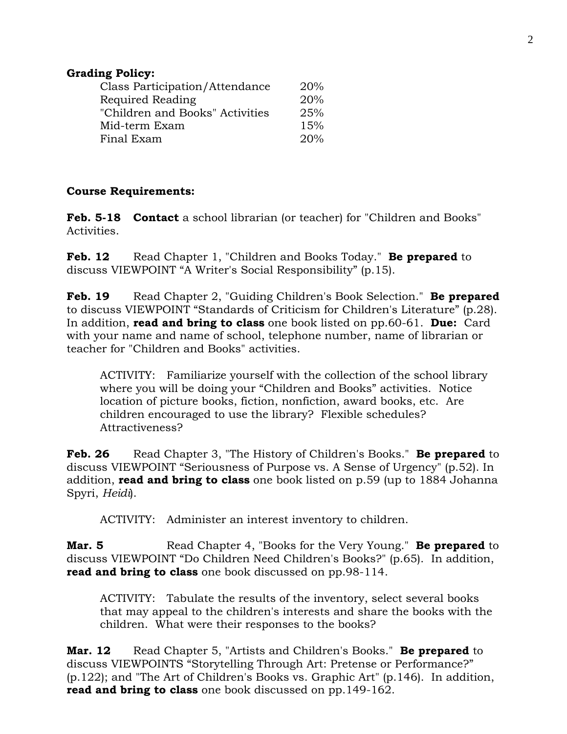**Grading Policy:**

| | |
|---|---|
| Class Participation/Attendance | 20% |
| Required Reading | 20% |
| "Children and Books" Activities | 25% |
| Mid-term Exam | 15% |
| Final Exam | 20% |

**Course Requirements:**

**Feb. 5-18** **Contact** a school librarian (or teacher) for "Children and Books" Activities.

**Feb. 12** Read Chapter 1, "Children and Books Today." **Be prepared** to discuss VIEWPOINT "A Writer's Social Responsibility" (p.15).

**Feb. 19** Read Chapter 2, "Guiding Children's Book Selection." **Be prepared** to discuss VIEWPOINT "Standards of Criticism for Children's Literature" (p.28). In addition, **read and bring to class** one book listed on pp.60-61. **Due:** Card with your name and name of school, telephone number, name of librarian or teacher for "Children and Books" activities.

> ACTIVITY: Familiarize yourself with the collection of the school library where you will be doing your "Children and Books" activities. Notice location of picture books, fiction, nonfiction, award books, etc. Are children encouraged to use the library? Flexible schedules? Attractiveness?

**Feb. 26** Read Chapter 3, "The History of Children's Books." **Be prepared** to discuss VIEWPOINT "Seriousness of Purpose vs. A Sense of Urgency" (p.52). In addition, **read and bring to class** one book listed on p.59 (up to 1884 Johanna Spyri, *Heidi*).

> ACTIVITY: Administer an interest inventory to children.

**Mar. 5** Read Chapter 4, "Books for the Very Young." **Be prepared** to discuss VIEWPOINT "Do Children Need Children's Books?" (p.65). In addition, **read and bring to class** one book discussed on pp.98-114.

> ACTIVITY: Tabulate the results of the inventory, select several books that may appeal to the children's interests and share the books with the children. What were their responses to the books?

**Mar. 12** Read Chapter 5, "Artists and Children's Books." **Be prepared** to discuss VIEWPOINTS "Storytelling Through Art: Pretense or Performance?" (p.122); and "The Art of Children's Books vs. Graphic Art" (p.146). In addition, **read and bring to class** one book discussed on pp.149-162.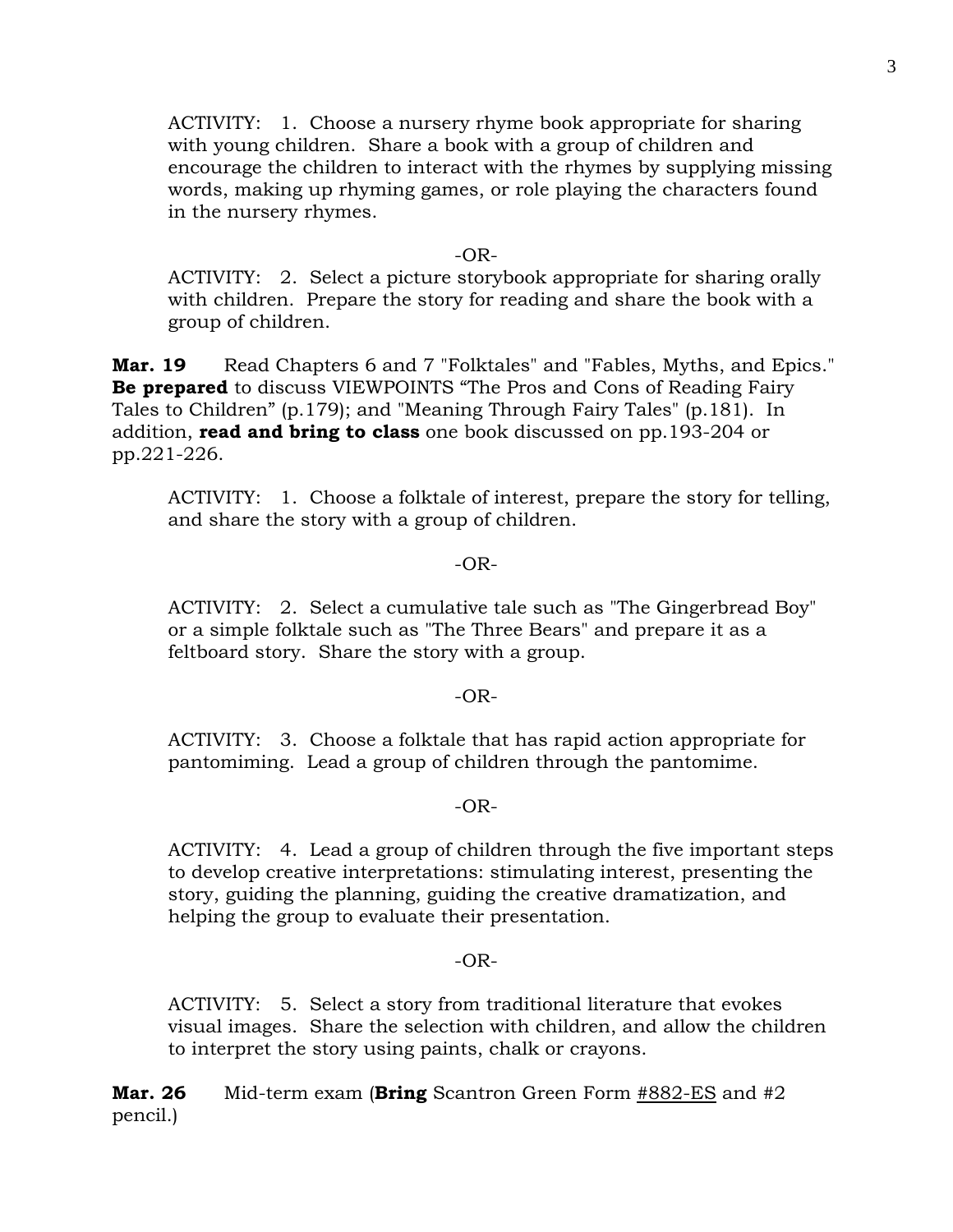ACTIVITY: 1. Choose a nursery rhyme book appropriate for sharing with young children. Share a book with a group of children and encourage the children to interact with the rhymes by supplying missing words, making up rhyming games, or role playing the characters found in the nursery rhymes.

-OR-

ACTIVITY: 2. Select a picture storybook appropriate for sharing orally with children. Prepare the story for reading and share the book with a group of children.

**Mar. 19** Read Chapters 6 and 7 "Folktales" and "Fables, Myths, and Epics." **Be prepared** to discuss VIEWPOINTS “The Pros and Cons of Reading Fairy Tales to Children” (p.179); and "Meaning Through Fairy Tales" (p.181). In addition, **read and bring to class** one book discussed on pp.193-204 or pp.221-226.

ACTIVITY: 1. Choose a folktale of interest, prepare the story for telling, and share the story with a group of children.

-OR-

ACTIVITY: 2. Select a cumulative tale such as "The Gingerbread Boy" or a simple folktale such as "The Three Bears" and prepare it as a feltboard story. Share the story with a group.

-OR-

ACTIVITY: 3. Choose a folktale that has rapid action appropriate for pantomiming. Lead a group of children through the pantomime.

-OR-

ACTIVITY: 4. Lead a group of children through the five important steps to develop creative interpretations: stimulating interest, presenting the story, guiding the planning, guiding the creative dramatization, and helping the group to evaluate their presentation.

-OR-

ACTIVITY: 5. Select a story from traditional literature that evokes visual images. Share the selection with children, and allow the children to interpret the story using paints, chalk or crayons.

**Mar. 26** Mid-term exam (**Bring** Scantron Green Form #882-ES and #2 pencil.)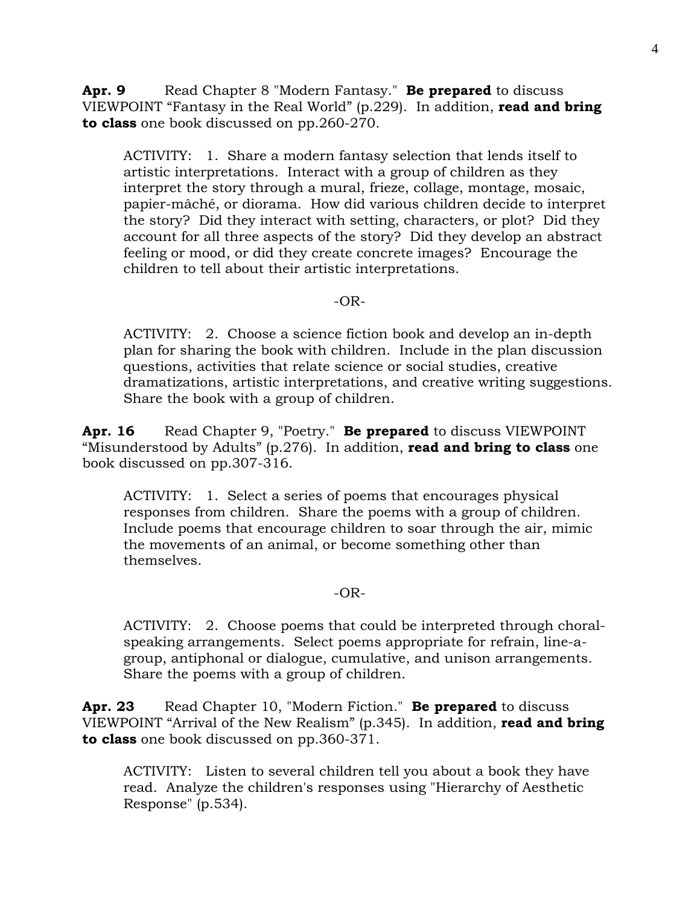**Apr. 9** Read Chapter 8 "Modern Fantasy." **Be prepared** to discuss VIEWPOINT "Fantasy in the Real World" (p.229). In addition, **read and bring to class** one book discussed on pp.260-270.

> ACTIVITY: 1. Share a modern fantasy selection that lends itself to artistic interpretations. Interact with a group of children as they interpret the story through a mural, frieze, collage, montage, mosaic, papier-mâché, or diorama. How did various children decide to interpret the story? Did they interact with setting, characters, or plot? Did they account for all three aspects of the story? Did they develop an abstract feeling or mood, or did they create concrete images? Encourage the children to tell about their artistic interpretations.
>
> -OR-
>
> ACTIVITY: 2. Choose a science fiction book and develop an in-depth plan for sharing the book with children. Include in the plan discussion questions, activities that relate science or social studies, creative dramatizations, artistic interpretations, and creative writing suggestions. Share the book with a group of children.

**Apr. 16** Read Chapter 9, "Poetry." **Be prepared** to discuss VIEWPOINT "Misunderstood by Adults" (p.276). In addition, **read and bring to class** one book discussed on pp.307-316.

> ACTIVITY: 1. Select a series of poems that encourages physical responses from children. Share the poems with a group of children. Include poems that encourage children to soar through the air, mimic the movements of an animal, or become something other than themselves.
>
> -OR-
>
> ACTIVITY: 2. Choose poems that could be interpreted through choral-speaking arrangements. Select poems appropriate for refrain, line-a-group, antiphonal or dialogue, cumulative, and unison arrangements. Share the poems with a group of children.

**Apr. 23** Read Chapter 10, "Modern Fiction." **Be prepared** to discuss VIEWPOINT "Arrival of the New Realism" (p.345). In addition, **read and bring to class** one book discussed on pp.360-371.

> ACTIVITY: Listen to several children tell you about a book they have read. Analyze the children's responses using "Hierarchy of Aesthetic Response" (p.534).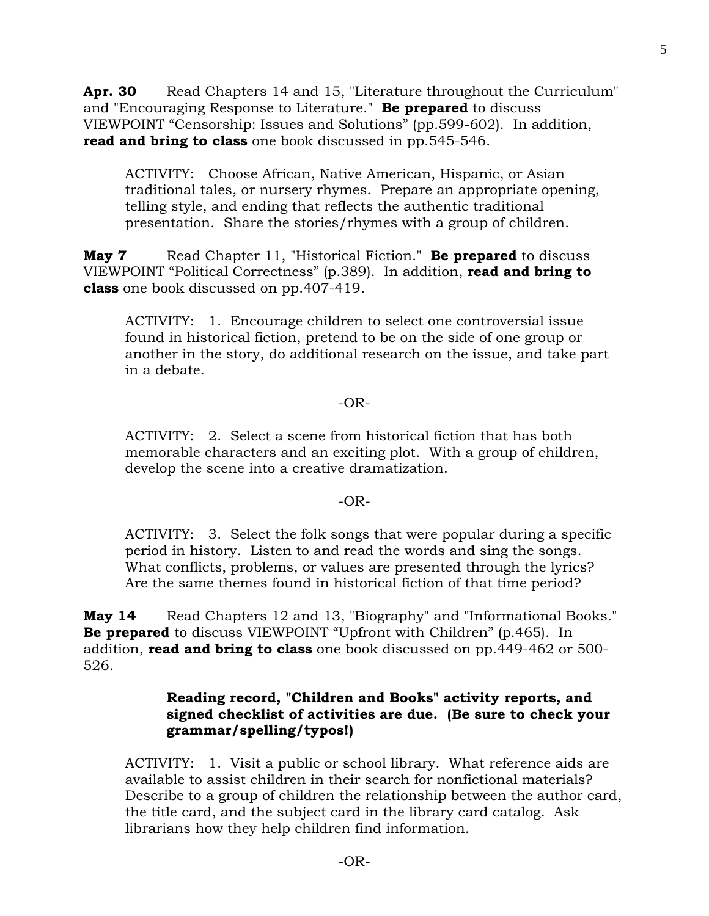**Apr. 30** Read Chapters 14 and 15, "Literature throughout the Curriculum" and "Encouraging Response to Literature." **Be prepared** to discuss VIEWPOINT “Censorship: Issues and Solutions” (pp.599-602). In addition, **read and bring to class** one book discussed in pp.545-546.

> ACTIVITY: Choose African, Native American, Hispanic, or Asian traditional tales, or nursery rhymes. Prepare an appropriate opening, telling style, and ending that reflects the authentic traditional presentation. Share the stories/rhymes with a group of children.

**May 7** Read Chapter 11, "Historical Fiction." **Be prepared** to discuss VIEWPOINT “Political Correctness” (p.389). In addition, **read and bring to class** one book discussed on pp.407-419.

> ACTIVITY: 1. Encourage children to select one controversial issue found in historical fiction, pretend to be on the side of one group or another in the story, do additional research on the issue, and take part in a debate.

-OR-

> ACTIVITY: 2. Select a scene from historical fiction that has both memorable characters and an exciting plot. With a group of children, develop the scene into a creative dramatization.

-OR-

> ACTIVITY: 3. Select the folk songs that were popular during a specific period in history. Listen to and read the words and sing the songs. What conflicts, problems, or values are presented through the lyrics? Are the same themes found in historical fiction of that time period?

**May 14** Read Chapters 12 and 13, "Biography" and "Informational Books." **Be prepared** to discuss VIEWPOINT “Upfront with Children” (p.465). In addition, **read and bring to class** one book discussed on pp.449-462 or 500-526.

**Reading record, "Children and Books" activity reports, and signed checklist of activities are due. (Be sure to check your grammar/spelling/typos!)**

> ACTIVITY: 1. Visit a public or school library. What reference aids are available to assist children in their search for nonfictional materials? Describe to a group of children the relationship between the author card, the title card, and the subject card in the library card catalog. Ask librarians how they help children find information.

-OR-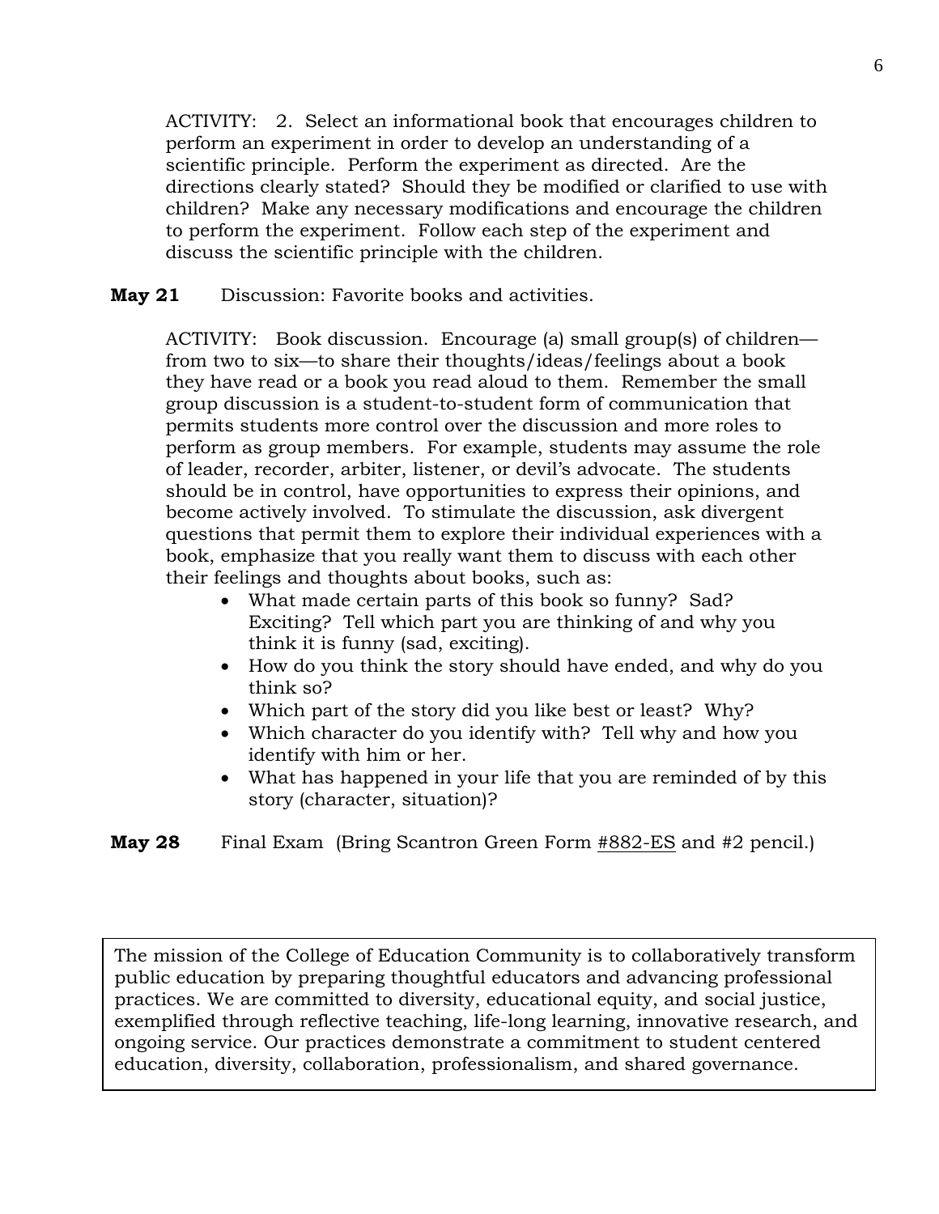ACTIVITY: 2. Select an informational book that encourages children to perform an experiment in order to develop an understanding of a scientific principle. Perform the experiment as directed. Are the directions clearly stated? Should they be modified or clarified to use with children? Make any necessary modifications and encourage the children to perform the experiment. Follow each step of the experiment and discuss the scientific principle with the children.

**May 21** Discussion: Favorite books and activities.

ACTIVITY: Book discussion. Encourage (a) small group(s) of children—from two to six—to share their thoughts/ideas/feelings about a book they have read or a book you read aloud to them. Remember the small group discussion is a student-to-student form of communication that permits students more control over the discussion and more roles to perform as group members. For example, students may assume the role of leader, recorder, arbiter, listener, or devil's advocate. The students should be in control, have opportunities to express their opinions, and become actively involved. To stimulate the discussion, ask divergent questions that permit them to explore their individual experiences with a book, emphasize that you really want them to discuss with each other their feelings and thoughts about books, such as:

- What made certain parts of this book so funny? Sad? Exciting? Tell which part you are thinking of and why you think it is funny (sad, exciting).
- How do you think the story should have ended, and why do you think so?
- Which part of the story did you like best or least? Why?
- Which character do you identify with? Tell why and how you identify with him or her.
- What has happened in your life that you are reminded of by this story (character, situation)?

**May 28** Final Exam (Bring Scantron Green Form #882-ES and #2 pencil.)

The mission of the College of Education Community is to collaboratively transform public education by preparing thoughtful educators and advancing professional practices. We are committed to diversity, educational equity, and social justice, exemplified through reflective teaching, life-long learning, innovative research, and ongoing service. Our practices demonstrate a commitment to student centered education, diversity, collaboration, professionalism, and shared governance.